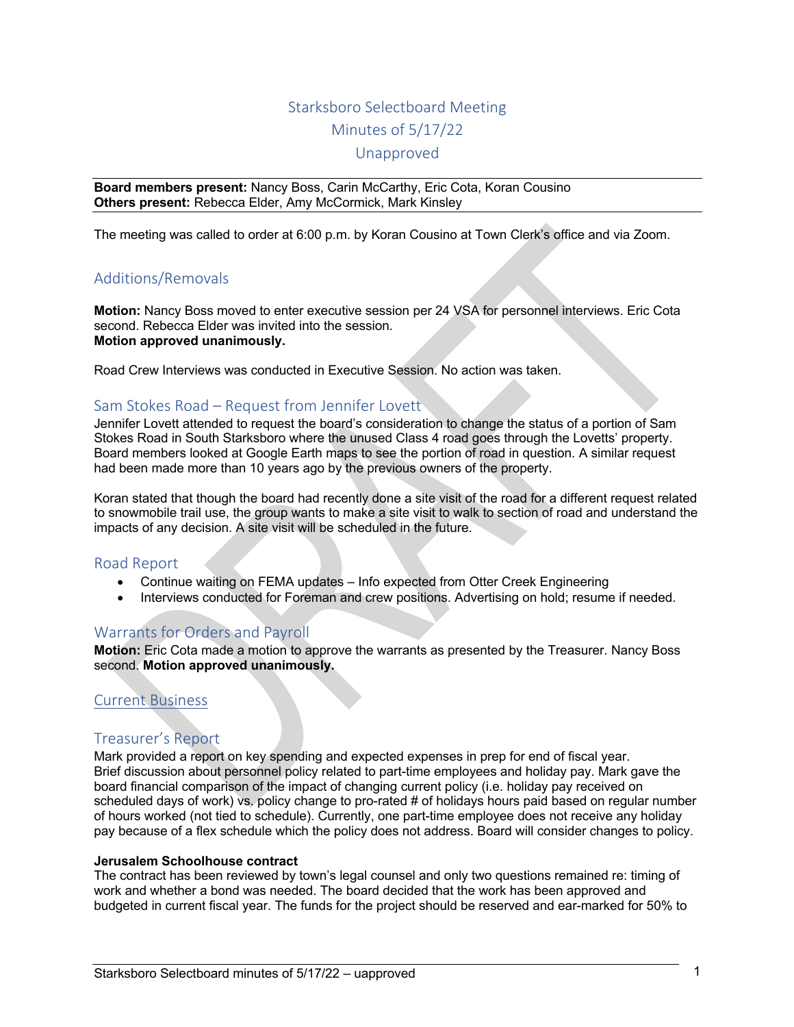# Starksboro Selectboard Meeting
# Minutes of 5/17/22
# Unapproved

**Board members present:** Nancy Boss, Carin McCarthy, Eric Cota, Koran Cousino
**Others present:** Rebecca Elder, Amy McCormick, Mark Kinsley

The meeting was called to order at 6:00 p.m. by Koran Cousino at Town Clerk's office and via Zoom.

## Additions/Removals

**Motion:** Nancy Boss moved to enter executive session per 24 VSA for personnel interviews. Eric Cota second. Rebecca Elder was invited into the session.
**Motion approved unanimously.**

Road Crew Interviews was conducted in Executive Session. No action was taken.

## Sam Stokes Road – Request from Jennifer Lovett

Jennifer Lovett attended to request the board's consideration to change the status of a portion of Sam Stokes Road in South Starksboro where the unused Class 4 road goes through the Lovetts' property. Board members looked at Google Earth maps to see the portion of road in question. A similar request had been made more than 10 years ago by the previous owners of the property.

Koran stated that though the board had recently done a site visit of the road for a different request related to snowmobile trail use, the group wants to make a site visit to walk to section of road and understand the impacts of any decision. A site visit will be scheduled in the future.

## Road Report

- Continue waiting on FEMA updates – Info expected from Otter Creek Engineering
- Interviews conducted for Foreman and crew positions. Advertising on hold; resume if needed.

## Warrants for Orders and Payroll

**Motion:** Eric Cota made a motion to approve the warrants as presented by the Treasurer. Nancy Boss second. **Motion approved unanimously.**

## Current Business

## Treasurer's Report

Mark provided a report on key spending and expected expenses in prep for end of fiscal year. Brief discussion about personnel policy related to part-time employees and holiday pay. Mark gave the board financial comparison of the impact of changing current policy (i.e. holiday pay received on scheduled days of work) vs. policy change to pro-rated # of holidays hours paid based on regular number of hours worked (not tied to schedule). Currently, one part-time employee does not receive any holiday pay because of a flex schedule which the policy does not address. Board will consider changes to policy.

**Jerusalem Schoolhouse contract**

The contract has been reviewed by town's legal counsel and only two questions remained re: timing of work and whether a bond was needed. The board decided that the work has been approved and budgeted in current fiscal year. The funds for the project should be reserved and ear-marked for 50% to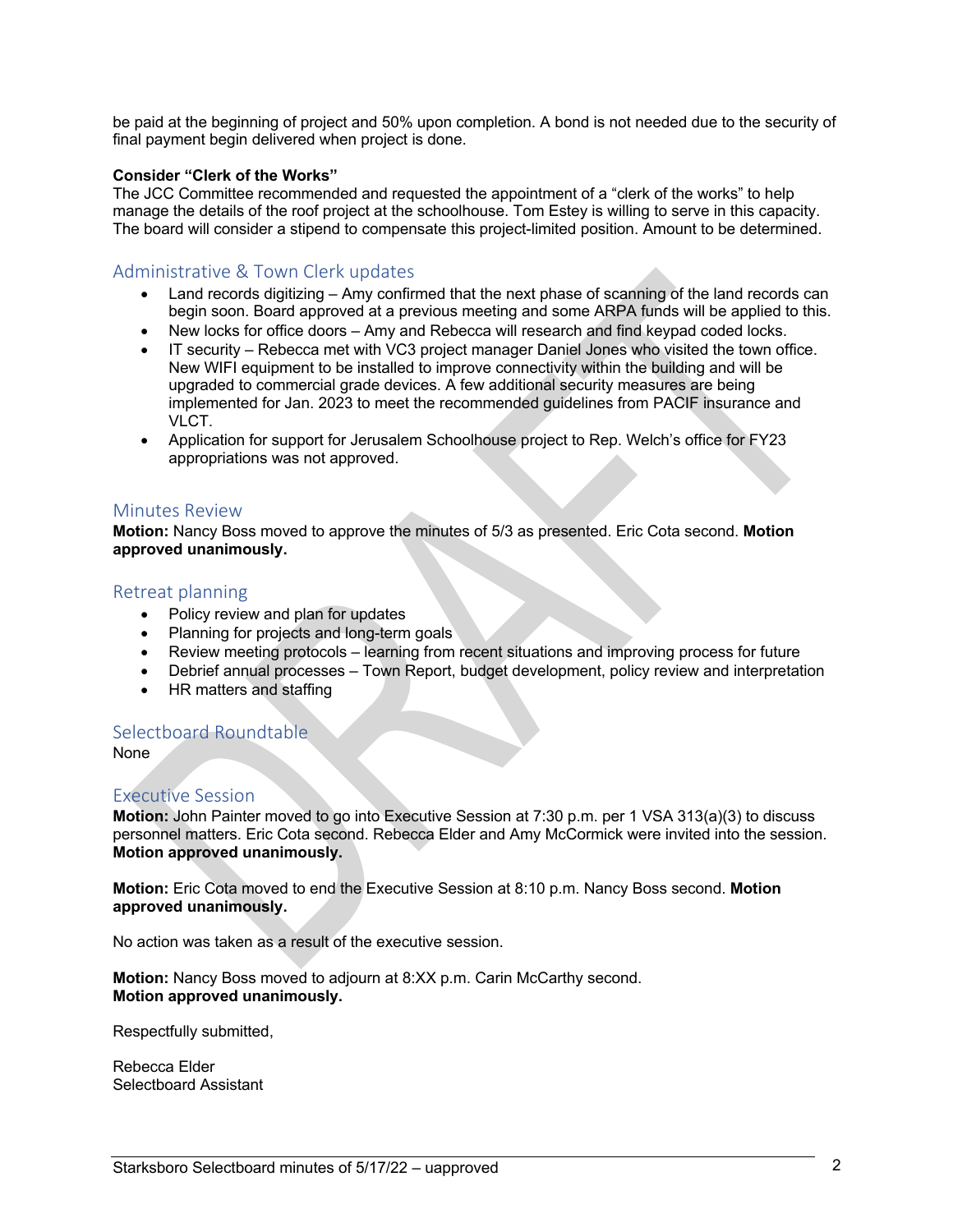be paid at the beginning of project and 50% upon completion. A bond is not needed due to the security of final payment begin delivered when project is done.

**Consider "Clerk of the Works"**
The JCC Committee recommended and requested the appointment of a "clerk of the works" to help manage the details of the roof project at the schoolhouse. Tom Estey is willing to serve in this capacity. The board will consider a stipend to compensate this project-limited position. Amount to be determined.

## Administrative & Town Clerk updates

- Land records digitizing – Amy confirmed that the next phase of scanning of the land records can begin soon. Board approved at a previous meeting and some ARPA funds will be applied to this.
- New locks for office doors – Amy and Rebecca will research and find keypad coded locks.
- IT security – Rebecca met with VC3 project manager Daniel Jones who visited the town office. New WIFI equipment to be installed to improve connectivity within the building and will be upgraded to commercial grade devices. A few additional security measures are being implemented for Jan. 2023 to meet the recommended guidelines from PACIF insurance and VLCT.
- Application for support for Jerusalem Schoolhouse project to Rep. Welch's office for FY23 appropriations was not approved.

## Minutes Review

**Motion:** Nancy Boss moved to approve the minutes of 5/3 as presented. Eric Cota second. **Motion approved unanimously.**

## Retreat planning

- Policy review and plan for updates
- Planning for projects and long-term goals
- Review meeting protocols – learning from recent situations and improving process for future
- Debrief annual processes – Town Report, budget development, policy review and interpretation
- HR matters and staffing

## Selectboard Roundtable

None

## Executive Session

**Motion:** John Painter moved to go into Executive Session at 7:30 p.m. per 1 VSA 313(a)(3) to discuss personnel matters. Eric Cota second. Rebecca Elder and Amy McCormick were invited into the session. **Motion approved unanimously.**

**Motion:** Eric Cota moved to end the Executive Session at 8:10 p.m. Nancy Boss second. **Motion approved unanimously.**

No action was taken as a result of the executive session.

**Motion:** Nancy Boss moved to adjourn at 8:XX p.m. Carin McCarthy second.
**Motion approved unanimously.**

Respectfully submitted,

Rebecca Elder
Selectboard Assistant